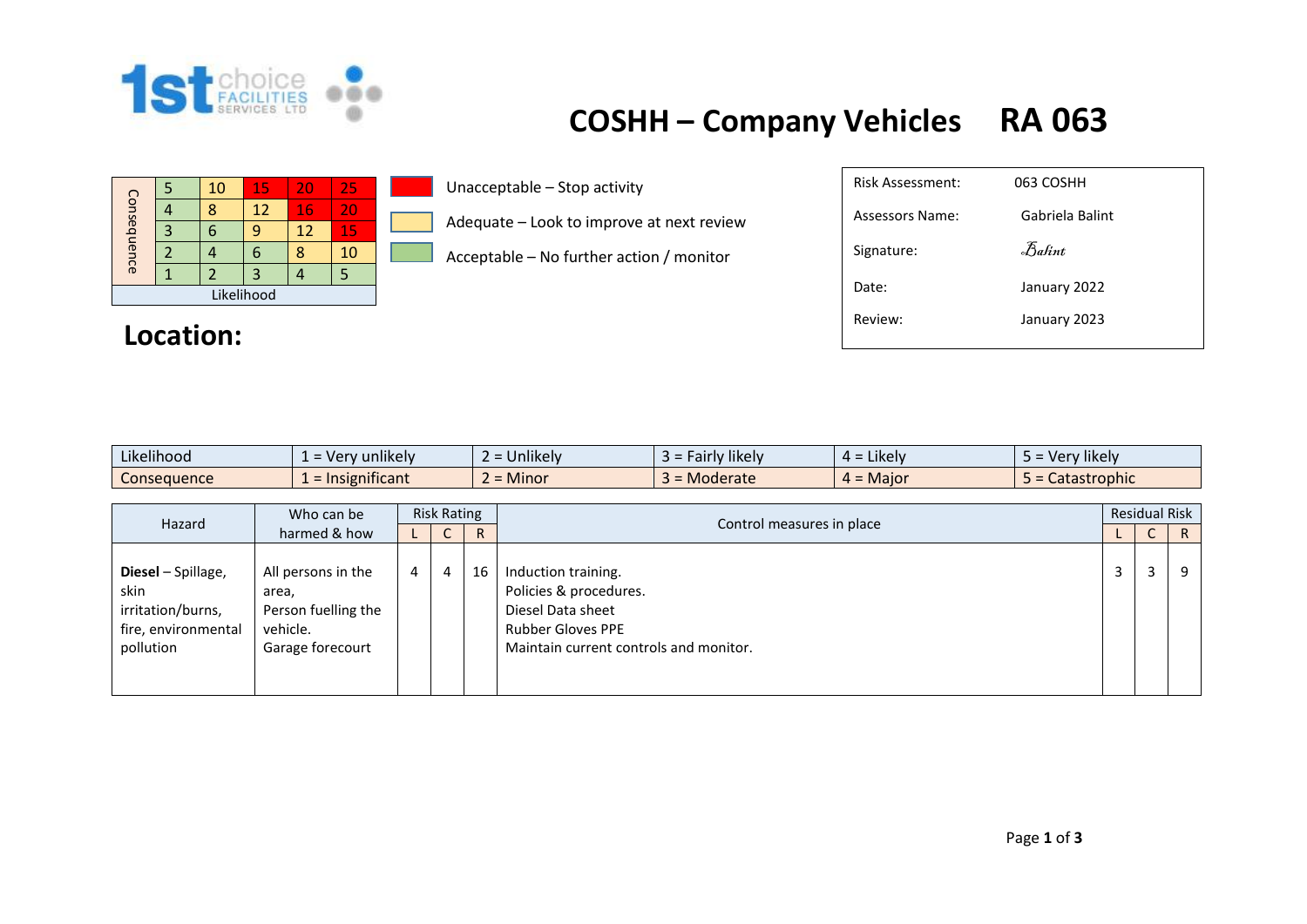# COSHH – Company Vehicles RA 063

| Consequence | | | | | |
|---|---|---|---|---|---|
| | 5 | 10 | 15 | 20 | 25 |
| | 4 | 8 | 12 | 16 | 20 |
| | 3 | 6 | 9 | 12 | 15 |
| | 2 | 4 | 6 | 8 | 10 |
| | 1 | 2 | 3 | 4 | 5 |
| | Likelihood | | | | |

- Unacceptable – Stop activity
- Adequate – Look to improve at next review
- Acceptable – No further action / monitor

| | |
|---|---|
| Risk Assessment: | 063 COSHH |
| Assessors Name: | Gabriela Balint |
| Signature: | Balint |
| Date: | January 2022 |
| Review: | January 2023 |

## Location:

| Likelihood | 1 = Very unlikely | 2 = Unlikely | 3 = Fairly likely | 4 = Likely | 5 = Very likely |
|---|---|---|---|---|---|
| Consequence | 1 = Insignificant | 2 = Minor | 3 = Moderate | 4 = Major | 5 = Catastrophic |

| Hazard | Who can be harmed & how | Risk Rating | | | Control measures in place | Residual Risk | | |
|---|---|---|---|---|---|---|---|---|
| | | L | C | R | | L | C | R |
| **Diesel** – Spillage, skin irritation/burns, fire, environmental pollution | All persons in the area,<br>Person fuelling the vehicle.<br>Garage forecourt | 4 | 4 | 16 | Induction training.<br>Policies & procedures.<br>Diesel Data sheet<br>Rubber Gloves PPE<br>Maintain current controls and monitor. | 3 | 3 | 9 |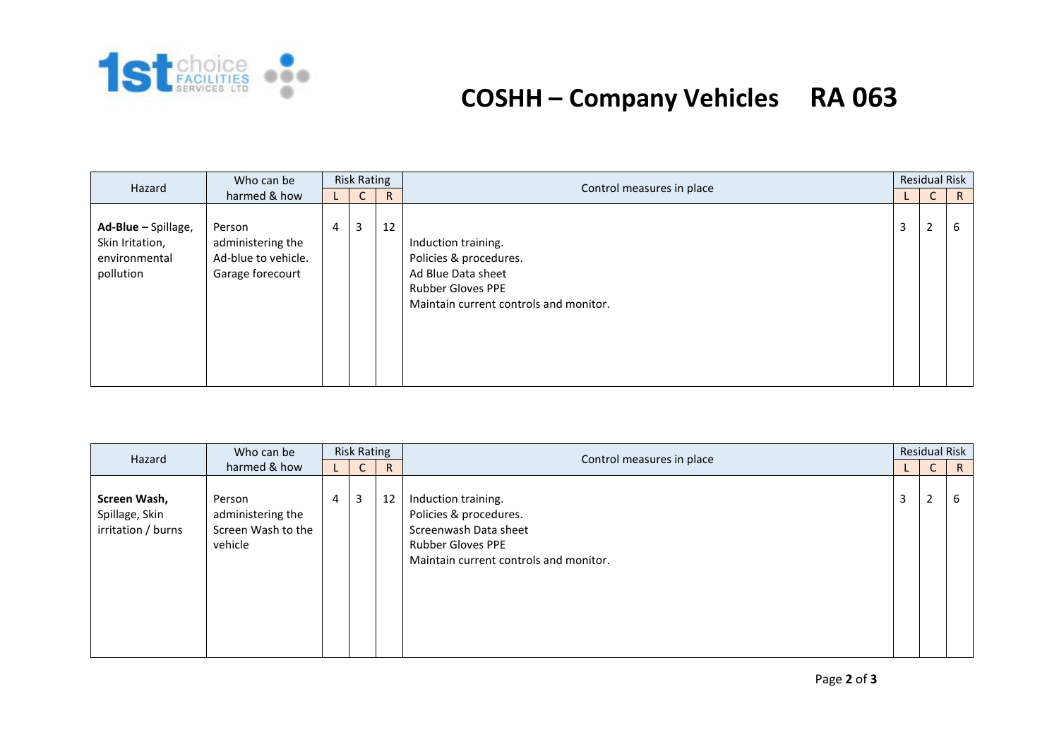# COSHH – Company Vehicles RA 063

| Hazard | Who can be harmed & how | Risk Rating | | | Control measures in place | Residual Risk | | |
|---|---|---|---|---|---|---|---|---|
| | | L | C | R | | L | C | R |
| **Ad-Blue –** Spillage, Skin Iritation, environmental pollution | Person administering the Ad-blue to vehicle. Garage forecourt | 4 | 3 | 12 | Induction training.<br>Policies & procedures.<br>Ad Blue Data sheet<br>Rubber Gloves PPE<br>Maintain current controls and monitor. | 3 | 2 | 6 |

| Hazard | Who can be harmed & how | Risk Rating | | | Control measures in place | Residual Risk | | |
|---|---|---|---|---|---|---|---|---|
| | | L | C | R | | L | C | R |
| **Screen Wash,** Spillage, Skin irritation / burns | Person administering the Screen Wash to the vehicle | 4 | 3 | 12 | Induction training.<br>Policies & procedures.<br>Screenwash Data sheet<br>Rubber Gloves PPE<br>Maintain current controls and monitor. | 3 | 2 | 6 |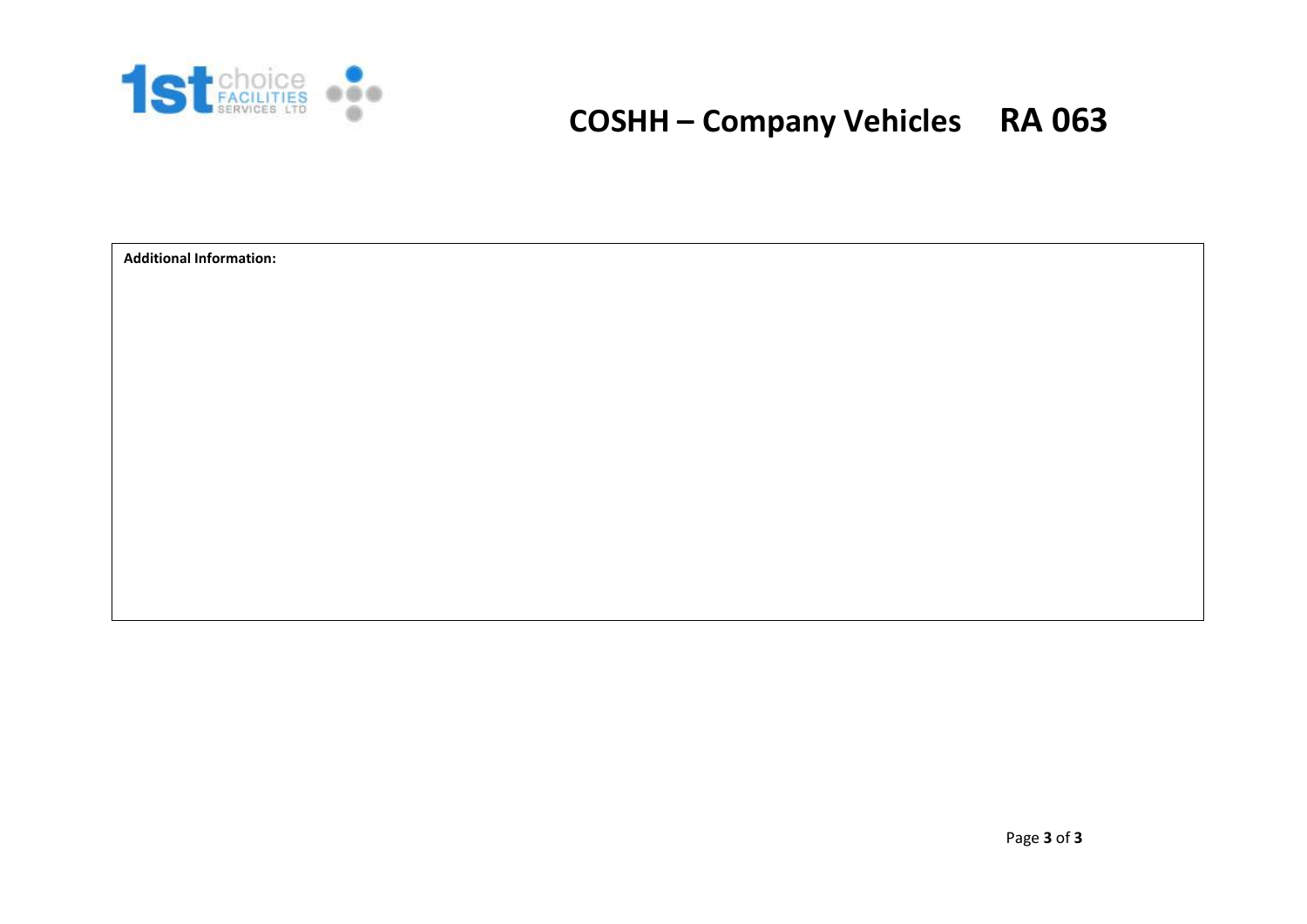# COSHH – Company Vehicles RA 063

| Additional Information: |
| --- |
| |